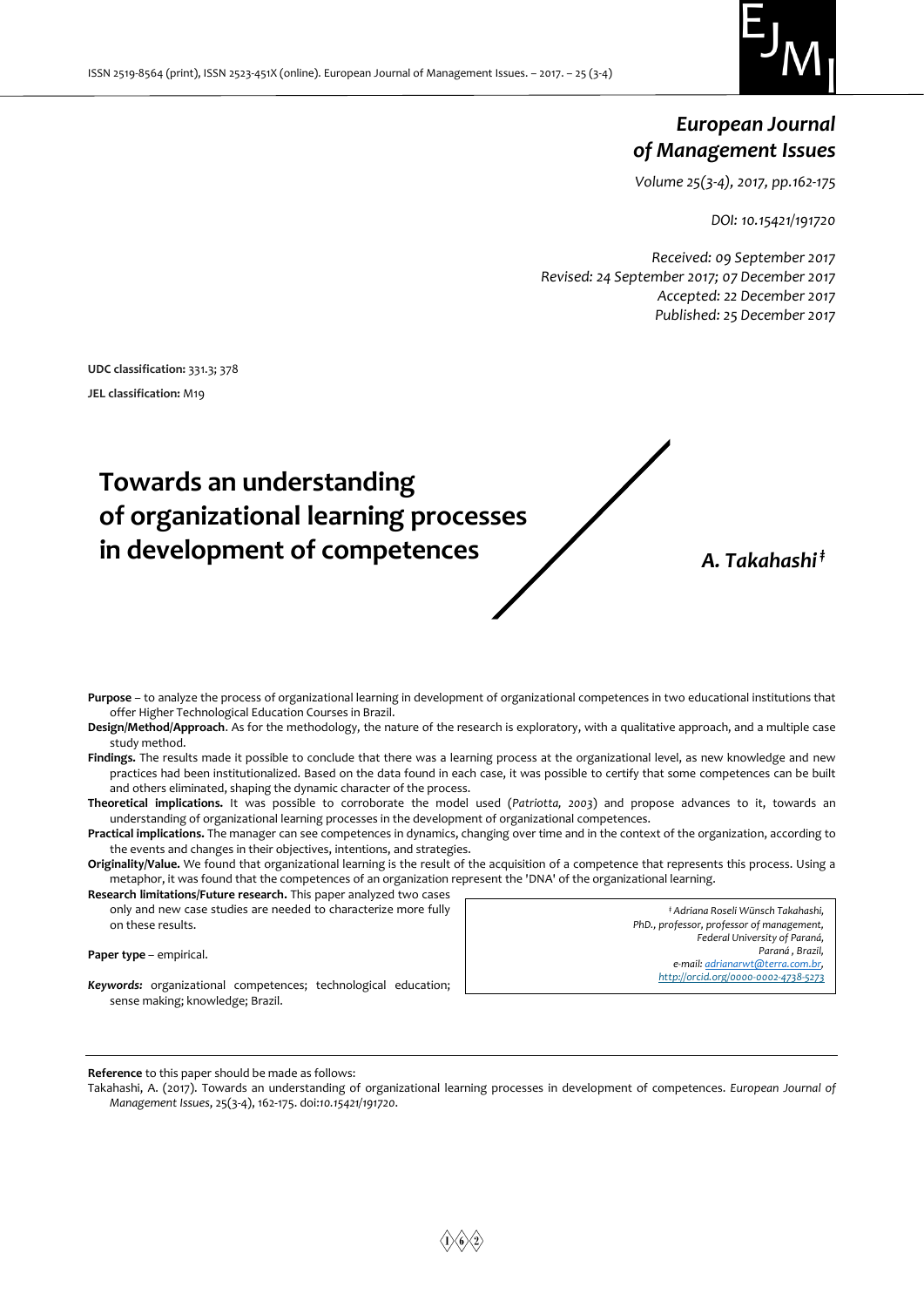# European Journal of Management Issues

*Volume 25(3-4), 2017, pp.162-175*

*DOI: 10.15421/191720*

*Received: 09 September 2017*
*Revised: 24 September 2017; 07 December 2017*
*Accepted: 22 December 2017*
*Published: 25 December 2017*

**UDC classification:** 331.3; 378

**JEL classification:** M19

# Towards an understanding of organizational learning processes in development of competences

***A. Takahashi*** [‡]

**Purpose** – to analyze the process of organizational learning in development of organizational competences in two educational institutions that offer Higher Technological Education Courses in Brazil.

**Design/Method/Approach**. As for the methodology, the nature of the research is exploratory, with a qualitative approach, and a multiple case study method.

**Findings.** The results made it possible to conclude that there was a learning process at the organizational level, as new knowledge and new practices had been institutionalized. Based on the data found in each case, it was possible to certify that some competences can be built and others eliminated, shaping the dynamic character of the process.

**Theoretical implications.** It was possible to corroborate the model used (*Patriotta, 2003*) and propose advances to it, towards an understanding of organizational learning processes in the development of organizational competences.

**Practical implications.** The manager can see competences in dynamics, changing over time and in the context of the organization, according to the events and changes in their objectives, intentions, and strategies.

**Originality/Value.** We found that organizational learning is the result of the acquisition of a competence that represents this process. Using a metaphor, it was found that the competences of an organization represent the 'DNA' of the organizational learning.

**Research limitations/Future research.** This paper analyzed two cases only and new case studies are needed to characterize more fully on these results.

**Paper type** – empirical.

***Keywords:*** organizational competences; technological education; sense making; knowledge; Brazil.

*[‡] Adriana Roseli Wünsch Takahashi, PhD., professor, professor of management, Federal University of Paraná, Paraná , Brazil, e-mail: adrianarwt@terra.com.br, http://orcid.org/0000-0002-4738-5273*

**Reference** to this paper should be made as follows:

Takahashi, A. (2017). Towards an understanding of organizational learning processes in development of competences. *European Journal of Management Issues*, 25(3-4), 162-175. doi:*10.15421/191720*.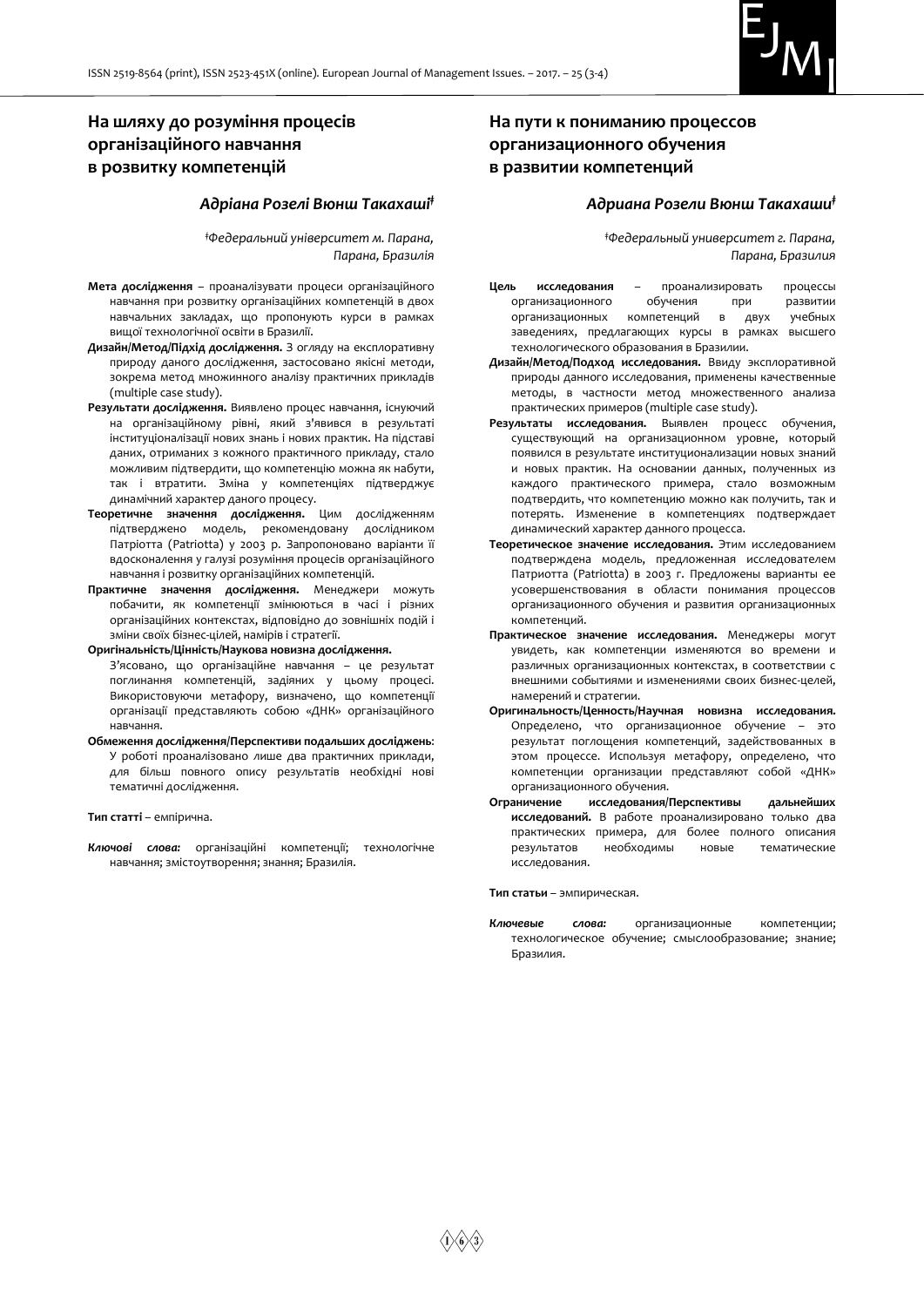## На шляху до розуміння процесів організаційного навчання в розвитку компетенцій

### *Адріана Розелі Вюнш Такахаші*[‡]

*[‡]Федеральний університет м. Парана, Парана, Бразилія*

**Мета дослідження** – проаналізувати процеси організаційного навчання при розвитку організаційних компетенцій в двох навчальних закладах, що пропонують курси в рамках вищої технологічної освіти в Бразилії.

**Дизайн/Метод/Підхід дослідження.** З огляду на експлоративну природу даного дослідження, застосовано якісні методи, зокрема метод множинного аналізу практичних прикладів (multiple case study).

**Результати дослідження.** Виявлено процес навчання, існуючий на організаційному рівні, який з'явився в результаті інституціоналізації нових знань і нових практик. На підставі даних, отриманих з кожного практичного прикладу, стало можливим підтвердити, що компетенцію можна як набути, так і втратити. Зміна у компетенціях підтверджує динамічний характер даного процесу.

**Теоретичне значення дослідження.** Цим дослідженням підтверджено модель, рекомендовану дослідником Патріотта (Patriotta) у 2003 р. Запропоновано варіанти її вдосконалення у галузі розуміння процесів організаційного навчання і розвитку організаційних компетенцій.

**Практичне значення дослідження.** Менеджери можуть побачити, як компетенції змінюються в часі і різних організаційних контекстах, відповідно до зовнішніх подій і зміни своїх бізнес-цілей, намірів і стратегії.

**Оригінальність/Цінність/Наукова новизна дослідження.** З'ясовано, що організаційне навчання – це результат поглинання компетенцій, задіяних у цьому процесі. Використовуючи метафору, визначено, що компетенції організації представляють собою «ДНК» організаційного навчання.

**Обмеження дослідження/Перспективи подальших досліджень**: У роботі проаналізовано лише два практичних приклади, для більш повного опису результатів необхідні нові тематичні дослідження.

**Тип статті** – емпірична.

***Ключові слова:*** організаційні компетенції; технологічне навчання; змістоутворення; знання; Бразилія.

## На пути к пониманию процессов организационного обучения в развитии компетенций

### *Адриана Розели Вюнш Такахаши*[‡]

*[‡]Федеральный университет г. Парана, Парана, Бразилия*

**Цель исследования** – проанализировать процессы организационного обучения при развитии организационных компетенций в двух учебных заведениях, предлагающих курсы в рамках высшего технологического образования в Бразилии.

**Дизайн/Метод/Подход исследования.** Ввиду эксплоративной природы данного исследования, применены качественные методы, в частности метод множественного анализа практических примеров (multiple case study).

**Результаты исследования.** Выявлен процесс обучения, существующий на организационном уровне, который появился в результате институционализации новых знаний и новых практик. На основании данных, полученных из каждого практического примера, стало возможным подтвердить, что компетенцию можно как получить, так и потерять. Изменение в компетенциях подтверждает динамический характер данного процесса.

**Теоретическое значение исследования.** Этим исследованием подтверждена модель, предложенная исследователем Патриотта (Patriotta) в 2003 г. Предложены варианты ее усовершенствования в области понимания процессов организационного обучения и развития организационных компетенций.

**Практическое значение исследования.** Менеджеры могут увидеть, как компетенции изменяются во времени и различных организационных контекстах, в соответствии с внешними событиями и изменениями своих бизнес-целей, намерений и стратегии.

**Оригинальность/Ценность/Научная новизна исследования.** Определено, что организационное обучение – это результат поглощения компетенций, задействованных в этом процессе. Используя метафору, определено, что компетенции организации представляют собой «ДНК» организационного обучения.

**Ограничение исследования/Перспективы дальнейших исследований.** В работе проанализировано только два практических примера, для более полного описания результатов необходимы новые тематические исследования.

**Тип статьи** – эмпирическая.

***Ключевые слова:*** организационные компетенции; технологическое обучение; смыслообразование; знание; Бразилия.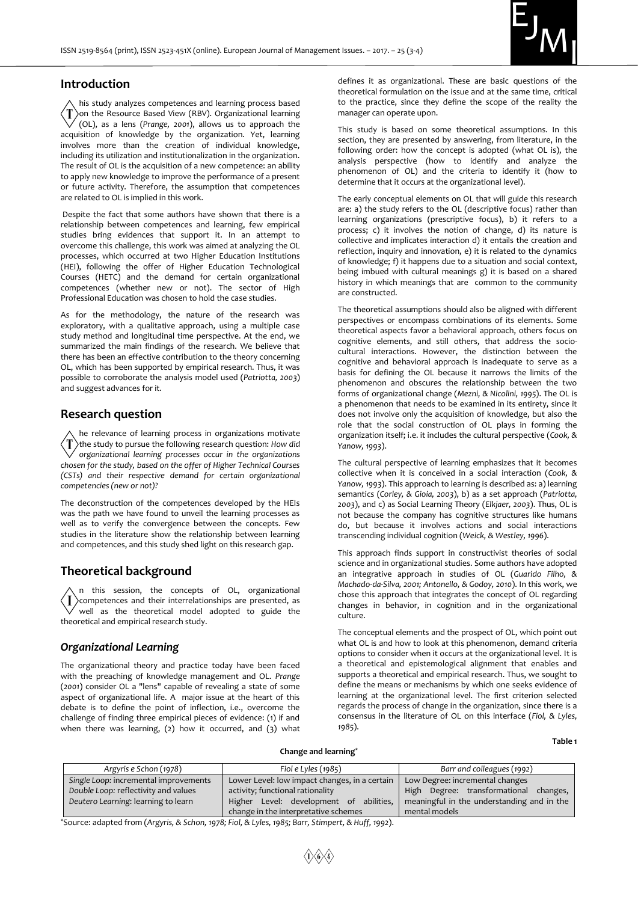## Introduction

This study analyzes competences and learning process based on the Resource Based View (RBV). Organizational learning (OL), as a lens (*Prange, 2001*), allows us to approach the acquisition of knowledge by the organization. Yet, learning involves more than the creation of individual knowledge, including its utilization and institutionalization in the organization. The result of OL is the acquisition of a new competence: an ability to apply new knowledge to improve the performance of a present or future activity. Therefore, the assumption that competences are related to OL is implied in this work.

Despite the fact that some authors have shown that there is a relationship between competences and learning, few empirical studies bring evidences that support it. In an attempt to overcome this challenge, this work was aimed at analyzing the OL processes, which occurred at two Higher Education Institutions (HEI), following the offer of Higher Education Technological Courses (HETC) and the demand for certain organizational competences (whether new or not). The sector of High Professional Education was chosen to hold the case studies.

As for the methodology, the nature of the research was exploratory, with a qualitative approach, using a multiple case study method and longitudinal time perspective. At the end, we summarized the main findings of the research. We believe that there has been an effective contribution to the theory concerning OL, which has been supported by empirical research. Thus, it was possible to corroborate the analysis model used (*Patriotta, 2003*) and suggest advances for it.

## Research question

The relevance of learning process in organizations motivate the study to pursue the following research question: *How did organizational learning processes occur in the organizations chosen for the study, based on the offer of Higher Technical Courses (CSTs) and their respective demand for certain organizational competencies (new or not)?*

The deconstruction of the competences developed by the HEIs was the path we have found to unveil the learning processes as well as to verify the convergence between the concepts. Few studies in the literature show the relationship between learning and competences, and this study shed light on this research gap.

## Theoretical background

In this session, the concepts of OL, organizational competences and their interrelationships are presented, as well as the theoretical model adopted to guide the theoretical and empirical research study.

### *Organizational Learning*

The organizational theory and practice today have been faced with the preaching of knowledge management and OL. *Prange* (*2001*) consider OL a "lens" capable of revealing a state of some aspect of organizational life. A major issue at the heart of this debate is to define the point of inflection, i.e., overcome the challenge of finding three empirical pieces of evidence: (1) if and when there was learning, (2) how it occurred, and (3) what defines it as organizational. These are basic questions of the theoretical formulation on the issue and at the same time, critical to the practice, since they define the scope of the reality the manager can operate upon.

This study is based on some theoretical assumptions. In this section, they are presented by answering, from literature, in the following order: how the concept is adopted (what OL is), the analysis perspective (how to identify and analyze the phenomenon of OL) and the criteria to identify it (how to determine that it occurs at the organizational level).

The early conceptual elements on OL that will guide this research are: a) the study refers to the OL (descriptive focus) rather than learning organizations (prescriptive focus), b) it refers to a process; c) it involves the notion of change, d) its nature is collective and implicates interaction d) it entails the creation and reflection, inquiry and innovation, e) it is related to the dynamics of knowledge; f) it happens due to a situation and social context, being imbued with cultural meanings g) it is based on a shared history in which meanings that are common to the community are constructed.

The theoretical assumptions should also be aligned with different perspectives or encompass combinations of its elements. Some theoretical aspects favor a behavioral approach, others focus on cognitive elements, and still others, that address the socio-cultural interactions. However, the distinction between the cognitive and behavioral approach is inadequate to serve as a basis for defining the OL because it narrows the limits of the phenomenon and obscures the relationship between the two forms of organizational change (*Mezni, & Nicolini, 1995*). The OL is a phenomenon that needs to be examined in its entirety, since it does not involve only the acquisition of knowledge, but also the role that the social construction of OL plays in forming the organization itself; i.e. it includes the cultural perspective (*Cook, & Yanow, 1993*).

The cultural perspective of learning emphasizes that it becomes collective when it is conceived in a social interaction (*Cook, & Yanow, 1993*). This approach to learning is described as: a) learning semantics (*Corley, & Gioia, 2003*), b) as a set approach (*Patriotta, 2003*), and c) as Social Learning Theory (*Elkjaer, 2003*). Thus, OL is not because the company has cognitive structures like humans do, but because it involves actions and social interactions transcending individual cognition (*Weick, & Westley, 1996*).

This approach finds support in constructivist theories of social science and in organizational studies. Some authors have adopted an integrative approach in studies of OL (*Guarido Filho, & Machado-da-Silva, 2001; Antonello, & Godoy, 2010*). In this work, we chose this approach that integrates the concept of OL regarding changes in behavior, in cognition and in the organizational culture.

The conceptual elements and the prospect of OL, which point out what OL is and how to look at this phenomenon, demand criteria options to consider when it occurs at the organizational level. It is a theoretical and epistemological alignment that enables and supports a theoretical and empirical research. Thus, we sought to define the means or mechanisms by which one seeks evidence of learning at the organizational level. The first criterion selected regards the process of change in the organization, since there is a consensus in the literature of OL on this interface (*Fiol, & Lyles, 1985*).

**Table 1**

**Change and learning***

| *Argyris e Schon (1978)* | *Fiol e Lyles (1985)* | *Barr and colleagues (1992)* |
|---|---|---|
| *Single Loop*: incremental improvements<br>*Double Loop*: reflectivity and values<br>*Deutero Learning*: learning to learn | Lower Level: low impact changes, in a certain activity; functional rationality<br>Higher Level: development of abilities, change in the interpretative schemes | Low Degree: incremental changes<br>High Degree: transformational changes, meaningful in the understanding and in the mental models |

*Source: adapted from (*Argyris, & Schon, 1978; Fiol, & Lyles, 1985; Barr, Stimpert, & Huff, 1992*).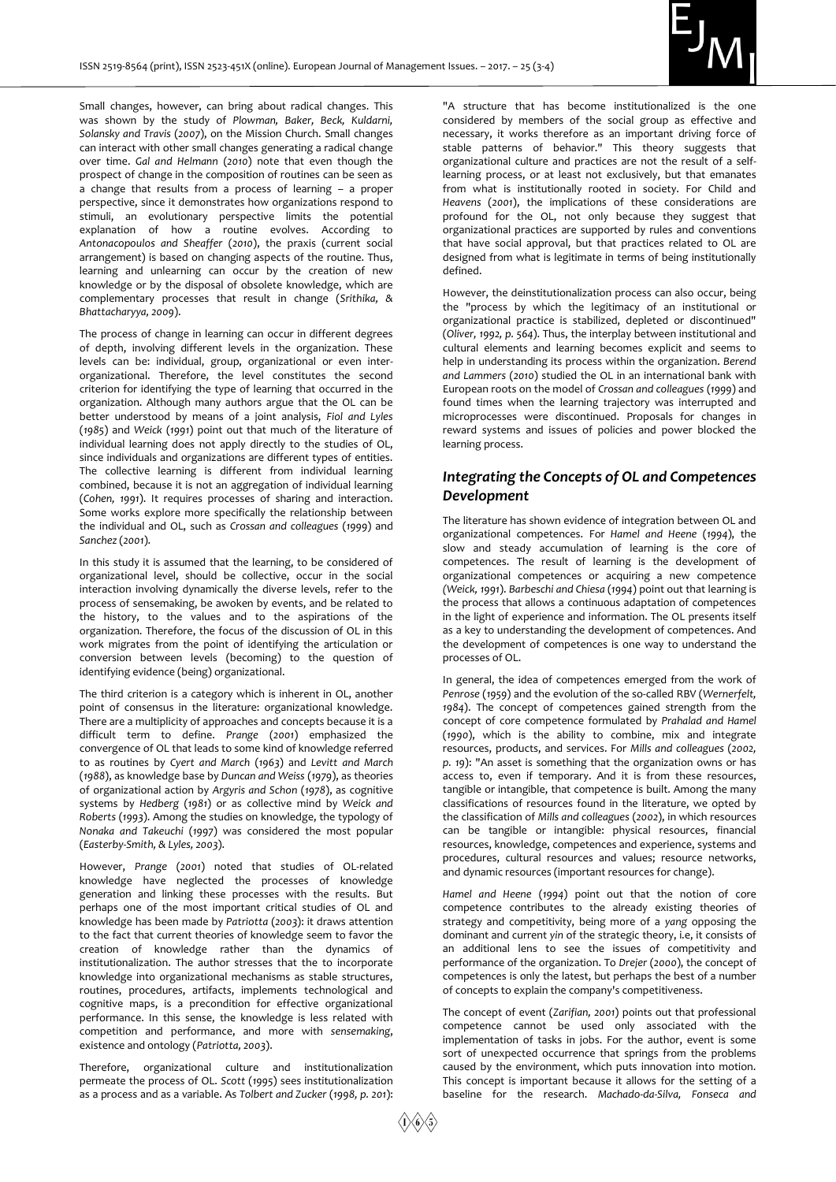Small changes, however, can bring about radical changes. This was shown by the study of *Plowman, Baker, Beck, Kuldarni, Solansky and Travis* (*2007*), on the Mission Church. Small changes can interact with other small changes generating a radical change over time. *Gal and Helmann* (*2010*) note that even though the prospect of change in the composition of routines can be seen as a change that results from a process of learning – a proper perspective, since it demonstrates how organizations respond to stimuli, an evolutionary perspective limits the potential explanation of how a routine evolves. According to *Antonacopoulos and Sheaffer* (*2010*), the praxis (current social arrangement) is based on changing aspects of the routine. Thus, learning and unlearning can occur by the creation of new knowledge or by the disposal of obsolete knowledge, which are complementary processes that result in change (*Srithika, & Bhattacharyya, 2009*).

The process of change in learning can occur in different degrees of depth, involving different levels in the organization. These levels can be: individual, group, organizational or even inter-organizational. Therefore, the level constitutes the second criterion for identifying the type of learning that occurred in the organization. Although many authors argue that the OL can be better understood by means of a joint analysis, *Fiol and Lyles* (*1985*) and *Weick* (*1991*) point out that much of the literature of individual learning does not apply directly to the studies of OL, since individuals and organizations are different types of entities. The collective learning is different from individual learning combined, because it is not an aggregation of individual learning (*Cohen, 1991*). It requires processes of sharing and interaction. Some works explore more specifically the relationship between the individual and OL, such as *Crossan and colleagues* (*1999*) and *Sanchez* (*2001*).

In this study it is assumed that the learning, to be considered of organizational level, should be collective, occur in the social interaction involving dynamically the diverse levels, refer to the process of sensemaking, be awoken by events, and be related to the history, to the values and to the aspirations of the organization. Therefore, the focus of the discussion of OL in this work migrates from the point of identifying the articulation or conversion between levels (becoming) to the question of identifying evidence (being) organizational.

The third criterion is a category which is inherent in OL, another point of consensus in the literature: organizational knowledge. There are a multiplicity of approaches and concepts because it is a difficult term to define. *Prange* (*2001*) emphasized the convergence of OL that leads to some kind of knowledge referred to as routines by *Cyert and March* (*1963*) and *Levitt and March* (*1988*), as knowledge base by *Duncan and Weiss* (*1979*), as theories of organizational action by *Argyris and Schon* (*1978*), as cognitive systems by *Hedberg* (*1981*) or as collective mind by *Weick and Roberts* (*1993*). Among the studies on knowledge, the typology of *Nonaka and Takeuchi* (*1997*) was considered the most popular (*Easterby-Smith, & Lyles, 2003*).

However, *Prange* (*2001*) noted that studies of OL-related knowledge have neglected the processes of knowledge generation and linking these processes with the results. But perhaps one of the most important critical studies of OL and knowledge has been made by *Patriotta* (*2003*): it draws attention to the fact that current theories of knowledge seem to favor the creation of knowledge rather than the dynamics of institutionalization. The author stresses that the to incorporate knowledge into organizational mechanisms as stable structures, routines, procedures, artifacts, implements technological and cognitive maps, is a precondition for effective organizational performance. In this sense, the knowledge is less related with competition and performance, and more with *sensemaking*, existence and ontology (*Patriotta, 2003*).

Therefore, organizational culture and institutionalization permeate the process of OL. *Scott* (*1995*) sees institutionalization as a process and as a variable. As *Tolbert and Zucker* (*1998, p. 201*): "A structure that has become institutionalized is the one considered by members of the social group as effective and necessary, it works therefore as an important driving force of stable patterns of behavior." This theory suggests that organizational culture and practices are not the result of a self-learning process, or at least not exclusively, but that emanates from what is institutionally rooted in society. For Child and *Heavens* (*2001*), the implications of these considerations are profound for the OL, not only because they suggest that organizational practices are supported by rules and conventions that have social approval, but that practices related to OL are designed from what is legitimate in terms of being institutionally defined.

However, the deinstitutionalization process can also occur, being the "process by which the legitimacy of an institutional or organizational practice is stabilized, depleted or discontinued" (*Oliver, 1992, p. 564*). Thus, the interplay between institutional and cultural elements and learning becomes explicit and seems to help in understanding its process within the organization. *Berend and Lammers* (*2010*) studied the OL in an international bank with European roots on the model of *Crossan and colleagues* (*1999*) and found times when the learning trajectory was interrupted and microprocesses were discontinued. Proposals for changes in reward systems and issues of policies and power blocked the learning process.

## *Integrating the Concepts of OL and Competences Development*

The literature has shown evidence of integration between OL and organizational competences. For *Hamel and Heene* (*1994*), the slow and steady accumulation of learning is the core of competences. The result of learning is the development of organizational competences or acquiring a new competence (*Weick, 1991*). *Barbeschi and Chiesa* (*1994*) point out that learning is the process that allows a continuous adaptation of competences in the light of experience and information. The OL presents itself as a key to understanding the development of competences. And the development of competences is one way to understand the processes of OL.

In general, the idea of competences emerged from the work of *Penrose* (*1959*) and the evolution of the so-called RBV (*Wernerfelt, 1984*). The concept of competences gained strength from the concept of core competence formulated by *Prahalad and Hamel* (*1990*), which is the ability to combine, mix and integrate resources, products, and services. For *Mills and colleagues* (*2002, p. 19*): "An asset is something that the organization owns or has access to, even if temporary. And it is from these resources, tangible or intangible, that competence is built. Among the many classifications of resources found in the literature, we opted by the classification of *Mills and colleagues* (*2002*), in which resources can be tangible or intangible: physical resources, financial resources, knowledge, competences and experience, systems and procedures, cultural resources and values; resource networks, and dynamic resources (important resources for change).

*Hamel and Heene* (*1994*) point out that the notion of core competence contributes to the already existing theories of strategy and competitivity, being more of a *yang* opposing the dominant and current *yin* of the strategic theory, i.e, it consists of an additional lens to see the issues of competitivity and performance of the organization. To *Drejer* (*2000*), the concept of competences is only the latest, but perhaps the best of a number of concepts to explain the company's competitiveness.

The concept of event (*Zarifian, 2001*) points out that professional competence cannot be used only associated with the implementation of tasks in jobs. For the author, event is some sort of unexpected occurrence that springs from the problems caused by the environment, which puts innovation into motion. This concept is important because it allows for the setting of a baseline for the research. *Machado-da-Silva, Fonseca and*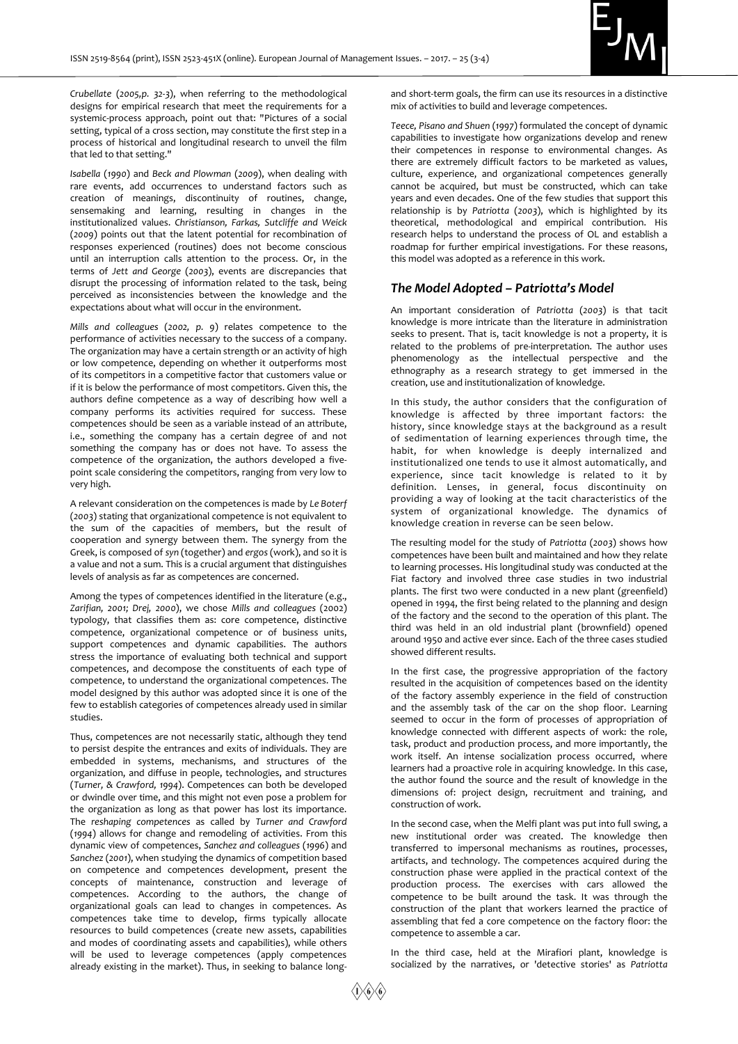*Crubellate (2005,p. 32-3)*, when referring to the methodological designs for empirical research that meet the requirements for a systemic-process approach, point out that: "Pictures of a social setting, typical of a cross section, may constitute the first step in a process of historical and longitudinal research to unveil the film that led to that setting."

*Isabella (1990)* and *Beck and Plowman (2009)*, when dealing with rare events, add occurrences to understand factors such as creation of meanings, discontinuity of routines, change, sensemaking and learning, resulting in changes in the institutionalized values. *Christianson, Farkas, Sutcliffe and Weick (2009)* points out that the latent potential for recombination of responses experienced (routines) does not become conscious until an interruption calls attention to the process. Or, in the terms of *Jett and George (2003)*, events are discrepancies that disrupt the processing of information related to the task, being perceived as inconsistencies between the knowledge and the expectations about what will occur in the environment.

*Mills and colleagues (2002, p. 9)* relates competence to the performance of activities necessary to the success of a company. The organization may have a certain strength or an activity of high or low competence, depending on whether it outperforms most of its competitors in a competitive factor that customers value or if it is below the performance of most competitors. Given this, the authors define competence as a way of describing how well a company performs its activities required for success. These competences should be seen as a variable instead of an attribute, i.e., something the company has a certain degree of and not something the company has or does not have. To assess the competence of the organization, the authors developed a five-point scale considering the competitors, ranging from very low to very high.

A relevant consideration on the competences is made by *Le Boterf (2003)* stating that organizational competence is not equivalent to the sum of the capacities of members, but the result of cooperation and synergy between them. The synergy from the Greek, is composed of *syn* (together) and *ergos* (work), and so it is a value and not a sum. This is a crucial argument that distinguishes levels of analysis as far as competences are concerned.

Among the types of competences identified in the literature (e.g., *Zarifian, 2001; Drej, 2000*), we chose *Mills and colleagues (2002)* typology, that classifies them as: core competence, distinctive competence, organizational competence or of business units, support competences and dynamic capabilities. The authors stress the importance of evaluating both technical and support competences, and decompose the constituents of each type of competence, to understand the organizational competences. The model designed by this author was adopted since it is one of the few to establish categories of competences already used in similar studies.

Thus, competences are not necessarily static, although they tend to persist despite the entrances and exits of individuals. They are embedded in systems, mechanisms, and structures of the organization, and diffuse in people, technologies, and structures (*Turner, & Crawford, 1994*). Competences can both be developed or dwindle over time, and this might not even pose a problem for the organization as long as that power has lost its importance. The *reshaping competences* as called by *Turner and Crawford (1994)* allows for change and remodeling of activities. From this dynamic view of competences, *Sanchez and colleagues (1996)* and *Sanchez (2001)*, when studying the dynamics of competition based on competence and competences development, present the concepts of maintenance, construction and leverage of competences. According to the authors, the change of organizational goals can lead to changes in competences. As competences take time to develop, firms typically allocate resources to build competences (create new assets, capabilities and modes of coordinating assets and capabilities), while others will be used to leverage competences (apply competences already existing in the market). Thus, in seeking to balance long- and short-term goals, the firm can use its resources in a distinctive mix of activities to build and leverage competences.

*Teece, Pisano and Shuen (1997)* formulated the concept of dynamic capabilities to investigate how organizations develop and renew their competences in response to environmental changes. As there are extremely difficult factors to be marketed as values, culture, experience, and organizational competences generally cannot be acquired, but must be constructed, which can take years and even decades. One of the few studies that support this relationship is by *Patriotta (2003)*, which is highlighted by its theoretical, methodological and empirical contribution. His research helps to understand the process of OL and establish a roadmap for further empirical investigations. For these reasons, this model was adopted as a reference in this work.

## *The Model Adopted – Patriotta's Model*

An important consideration of *Patriotta (2003)* is that tacit knowledge is more intricate than the literature in administration seeks to present. That is, tacit knowledge is not a property, it is related to the problems of pre-interpretation. The author uses phenomenology as the intellectual perspective and the ethnography as a research strategy to get immersed in the creation, use and institutionalization of knowledge.

In this study, the author considers that the configuration of knowledge is affected by three important factors: the history, since knowledge stays at the background as a result of sedimentation of learning experiences through time, the habit, for when knowledge is deeply internalized and institutionalized one tends to use it almost automatically, and experience, since tacit knowledge is related to it by definition. Lenses, in general, focus discontinuity on providing a way of looking at the tacit characteristics of the system of organizational knowledge. The dynamics of knowledge creation in reverse can be seen below.

The resulting model for the study of *Patriotta (2003)* shows how competences have been built and maintained and how they relate to learning processes. His longitudinal study was conducted at the Fiat factory and involved three case studies in two industrial plants. The first two were conducted in a new plant (greenfield) opened in 1994, the first being related to the planning and design of the factory and the second to the operation of this plant. The third was held in an old industrial plant (brownfield) opened around 1950 and active ever since. Each of the three cases studied showed different results.

In the first case, the progressive appropriation of the factory resulted in the acquisition of competences based on the identity of the factory assembly experience in the field of construction and the assembly task of the car on the shop floor. Learning seemed to occur in the form of processes of appropriation of knowledge connected with different aspects of work: the role, task, product and production process, and more importantly, the work itself. An intense socialization process occurred, where learners had a proactive role in acquiring knowledge. In this case, the author found the source and the result of knowledge in the dimensions of: project design, recruitment and training, and construction of work.

In the second case, when the Melfi plant was put into full swing, a new institutional order was created. The knowledge then transferred to impersonal mechanisms as routines, processes, artifacts, and technology. The competences acquired during the construction phase were applied in the practical context of the production process. The exercises with cars allowed the competence to be built around the task. It was through the construction of the plant that workers learned the practice of assembling that fed a core competence on the factory floor: the competence to assemble a car.

In the third case, held at the Mirafiori plant, knowledge is socialized by the narratives, or 'detective stories' as *Patriotta*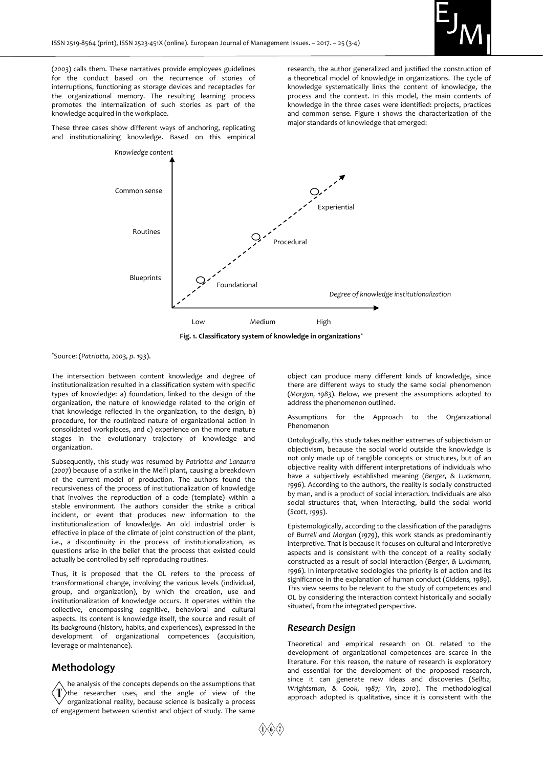(*2003*) calls them. These narratives provide employees guidelines for the conduct based on the recurrence of stories of interruptions, functioning as storage devices and receptacles for the organizational memory. The resulting learning process promotes the internalization of such stories as part of the knowledge acquired in the workplace.

These three cases show different ways of anchoring, replicating and institutionalizing knowledge. Based on this empirical research, the author generalized and justified the construction of a theoretical model of knowledge in organizations. The cycle of knowledge systematically links the content of knowledge, the process and the context. In this model, the main contents of knowledge in the three cases were identified: projects, practices and common sense. Figure 1 shows the characterization of the major standards of knowledge that emerged:

**Fig. 1. Classificatory system of knowledge in organizations***

*Source: (*Patriotta, 2003, p. 193*).

The intersection between content knowledge and degree of institutionalization resulted in a classification system with specific types of knowledge: a) foundation, linked to the design of the organization, the nature of knowledge related to the origin of that knowledge reflected in the organization, to the design, b) procedure, for the routinized nature of organizational action in consolidated workplaces, and c) experience on the more mature stages in the evolutionary trajectory of knowledge and organization.

Subsequently, this study was resumed by *Patriotta and Lanzarra* (*2007*) because of a strike in the Melfi plant, causing a breakdown of the current model of production. The authors found the recursiveness of the process of institutionalization of knowledge that involves the reproduction of a code (template) within a stable environment. The authors consider the strike a critical incident, or event that produces new information to the institutionalization of knowledge. An old industrial order is effective in place of the climate of joint construction of the plant, i.e., a discontinuity in the process of institutionalization, as questions arise in the belief that the process that existed could actually be controlled by self-reproducing routines.

Thus, it is proposed that the OL refers to the process of transformational change, involving the various levels (individual, group, and organization), by which the creation, use and institutionalization of knowledge occurs. It operates within the collective, encompassing cognitive, behavioral and cultural aspects. Its content is knowledge itself, the source and result of its *background* (history, habits, and experiences), expressed in the development of organizational competences (acquisition, leverage or maintenance).

## Methodology

The analysis of the concepts depends on the assumptions that the researcher uses, and the angle of view of the organizational reality, because science is basically a process of engagement between scientist and object of study. The same object can produce many different kinds of knowledge, since there are different ways to study the same social phenomenon (*Morgan, 1983*). Below, we present the assumptions adopted to address the phenomenon outlined.

Assumptions for the Approach to the Organizational Phenomenon

Ontologically, this study takes neither extremes of subjectivism or objectivism, because the social world outside the knowledge is not only made up of tangible concepts or structures, but of an objective reality with different interpretations of individuals who have a subjectively established meaning (*Berger, & Luckmann, 1996*). According to the authors, the reality is socially constructed by man, and is a product of social interaction. Individuals are also social structures that, when interacting, build the social world (*Scott, 1995*).

Epistemologically, according to the classification of the paradigms of *Burrell and Morgan* (*1979*), this work stands as predominantly interpretive. That is because it focuses on cultural and interpretive aspects and is consistent with the concept of a reality socially constructed as a result of social interaction (*Berger, & Luckmann, 1996*). In interpretative sociologies the priority is of action and its significance in the explanation of human conduct (*Giddens, 1989*). This view seems to be relevant to the study of competences and OL by considering the interaction context historically and socially situated, from the integrated perspective.

### Research Design

Theoretical and empirical research on OL related to the development of organizational competences are scarce in the literature. For this reason, the nature of research is exploratory and essential for the development of the proposed research, since it can generate new ideas and discoveries (*Selltiz, Wrightsman, & Cook, 1987; Yin, 2010*). The methodological approach adopted is qualitative, since it is consistent with the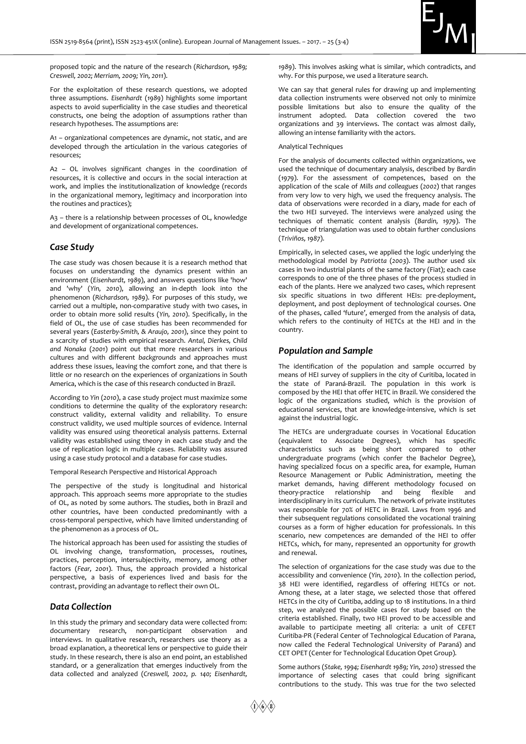proposed topic and the nature of the research (*Richardson, 1989; Creswell, 2002; Merriam, 2009; Yin, 2011*).

For the exploitation of these research questions, we adopted three assumptions. *Eisenhardt* (*1989*) highlights some important aspects to avoid superficiality in the case studies and theoretical constructs, one being the adoption of assumptions rather than research hypotheses. The assumptions are:

A1 – organizational competences are dynamic, not static, and are developed through the articulation in the various categories of resources;

A2 – OL involves significant changes in the coordination of resources, it is collective and occurs in the social interaction at work, and implies the institutionalization of knowledge (records in the organizational memory, legitimacy and incorporation into the routines and practices);

A3 – there is a relationship between processes of OL, knowledge and development of organizational competences.

## *Case Study*

The case study was chosen because it is a research method that focuses on understanding the dynamics present within an environment (*Eisenhardt, 1989*), and answers questions like 'how' and 'why' (*Yin, 2010*), allowing an in-depth look into the phenomenon (*Richardson, 1989*). For purposes of this study, we carried out a multiple, non-comparative study with two cases, in order to obtain more solid results (*Yin, 2010*). Specifically, in the field of OL, the use of case studies has been recommended for several years (*Easterby-Smith, & Araujo, 2001*), since they point to a scarcity of studies with empirical research. *Antal, Dierkes, Child and Nonaka* (*2001*) point out that more researchers in various cultures and with different *backgrounds* and approaches must address these issues, leaving the comfort zone, and that there is little or no research on the experiences of organizations in South America, which is the case of this research conducted in Brazil.

According to *Yin* (*2010*), a case study project must maximize some conditions to determine the quality of the exploratory research: construct validity, external validity and reliability. To ensure construct validity, we used multiple sources of evidence. Internal validity was ensured using theoretical analysis patterns. External validity was established using theory in each case study and the use of replication logic in multiple cases. Reliability was assured using a case study protocol and a database for case studies.

Temporal Research Perspective and Historical Approach

The perspective of the study is longitudinal and historical approach. This approach seems more appropriate to the studies of OL, as noted by some authors. The studies, both in Brazil and other countries, have been conducted predominantly with a cross-temporal perspective, which have limited understanding of the phenomenon as a process of OL.

The historical approach has been used for assisting the studies of OL involving change, transformation, processes, routines, practices, perception, intersubjectivity, memory, among other factors (*Fear, 2001*). Thus, the approach provided a historical perspective, a basis of experiences lived and basis for the contrast, providing an advantage to reflect their own OL.

## *Data Collection*

In this study the primary and secondary data were collected from: documentary research, non-participant observation and interviews. In qualitative research, researchers use theory as a broad explanation, a theoretical lens or perspective to guide their study. In these research, there is also an end point, an established standard, or a generalization that emerges inductively from the data collected and analyzed (*Creswell, 2002, p. 140; Eisenhardt, 1989*). This involves asking what is similar, which contradicts, and why. For this purpose, we used a literature search.

We can say that general rules for drawing up and implementing data collection instruments were observed not only to minimize possible limitations but also to ensure the quality of the instrument adopted. Data collection covered the two organizations and 39 interviews. The contact was almost daily, allowing an intense familiarity with the actors.

Analytical Techniques

For the analysis of documents collected within organizations, we used the technique of documentary analysis, described by *Bardin* (*1979*). For the assessment of competences, based on the application of the scale of *Mills and colleagues* (*2002*) that ranges from very low to very high, we used the frequency analysis. The data of observations were recorded in a diary, made for each of the two HEI surveyed. The interviews were analyzed using the techniques of thematic content analysis (*Bardin, 1979*). The technique of triangulation was used to obtain further conclusions (*Triviños, 1987*).

Empirically, in selected cases, we applied the logic underlying the methodological model by *Patriotta* (*2003*). The author used six cases in two industrial plants of the same factory (Fiat); each case corresponds to one of the three phases of the process studied in each of the plants. Here we analyzed two cases, which represent six specific situations in two different HEIs: pre-deployment, deployment, and post deployment of technological courses. One of the phases, called 'future', emerged from the analysis of data, which refers to the continuity of HETCs at the HEI and in the country.

## *Population and Sample*

The identification of the population and sample occurred by means of HEI survey of suppliers in the city of Curitiba, located in the state of Paraná-Brazil. The population in this work is composed by the HEI that offer HETC in Brazil. We considered the logic of the organizations studied, which is the provision of educational services, that are knowledge-intensive, which is set against the industrial logic.

The HETCs are undergraduate courses in Vocational Education (equivalent to Associate Degrees), which has specific characteristics such as being short compared to other undergraduate programs (which confer the Bachelor Degree), having specialized focus on a specific area, for example, Human Resource Management or Public Administration, meeting the market demands, having different methodology focused on theory-practice relationship and being flexible and interdisciplinary in its curriculum. The network of private institutes was responsible for 70% of HETC in Brazil. Laws from 1996 and their subsequent regulations consolidated the vocational training courses as a form of higher education for professionals. In this scenario, new competences are demanded of the HEI to offer HETCs, which, for many, represented an opportunity for growth and renewal.

The selection of organizations for the case study was due to the accessibility and convenience (*Yin, 2010*). In the collection period, 38 HEI were identified, regardless of offering HETCs or not. Among these, at a later stage, we selected those that offered HETCs in the city of Curitiba, adding up to 18 institutions. In a third step, we analyzed the possible cases for study based on the criteria established. Finally, two HEI proved to be accessible and available to participate meeting all criteria: a unit of CEFET Curitiba-PR (Federal Center of Technological Education of Parana, now called the Federal Technological University of Paraná) and CET OPET (Center for Technological Education Opet Group).

Some authors (*Stake, 1994; Eisenhardt 1989; Yin, 2010*) stressed the importance of selecting cases that could bring significant contributions to the study. This was true for the two selected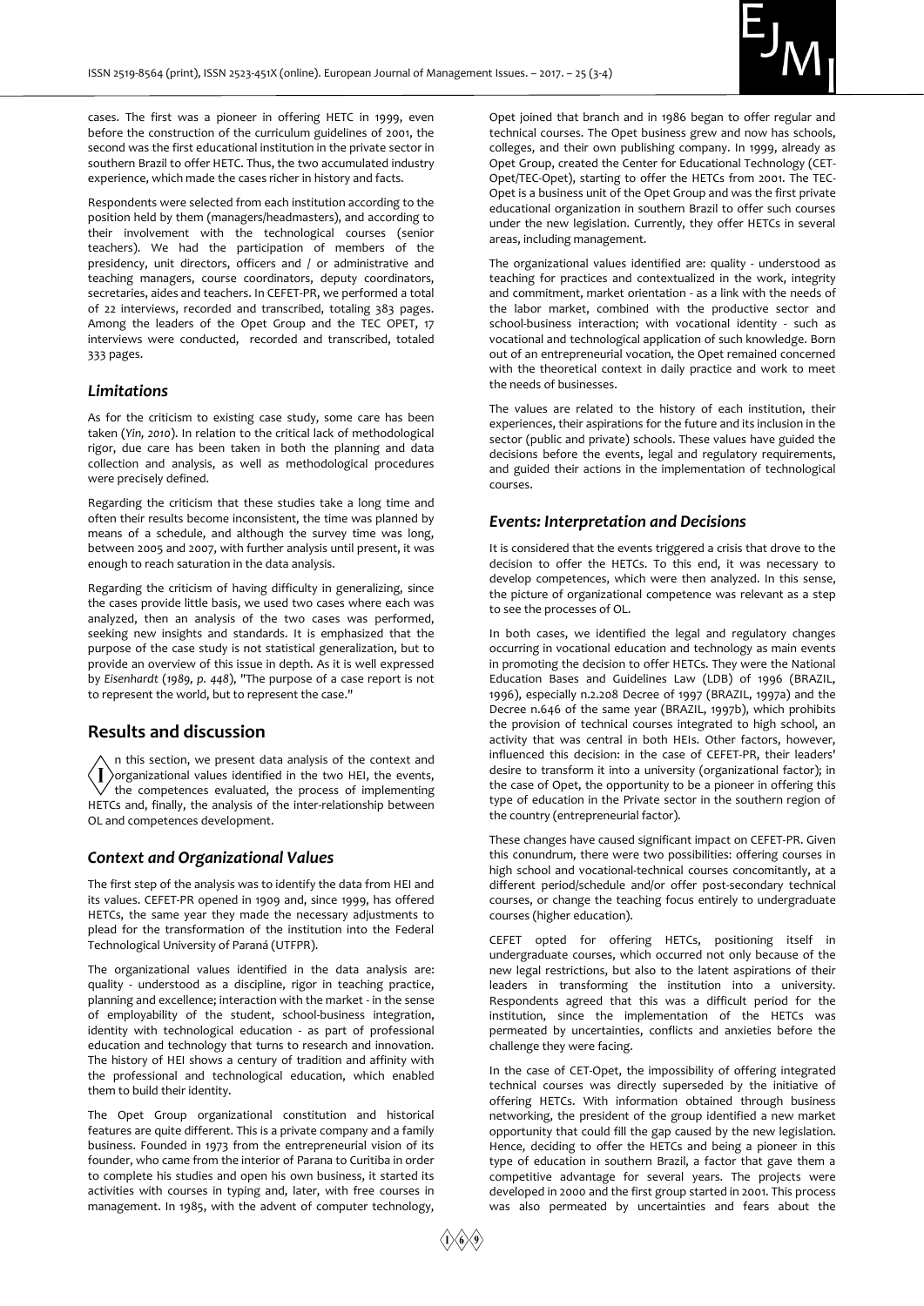cases. The first was a pioneer in offering HETC in 1999, even before the construction of the curriculum guidelines of 2001, the second was the first educational institution in the private sector in southern Brazil to offer HETC. Thus, the two accumulated industry experience, which made the cases richer in history and facts.

Respondents were selected from each institution according to the position held by them (managers/headmasters), and according to their involvement with the technological courses (senior teachers). We had the participation of members of the presidency, unit directors, officers and / or administrative and teaching managers, course coordinators, deputy coordinators, secretaries, aides and teachers. In CEFET-PR, we performed a total of 22 interviews, recorded and transcribed, totaling 383 pages. Among the leaders of the Opet Group and the TEC OPET, 17 interviews were conducted, recorded and transcribed, totaled 333 pages.

### *Limitations*

As for the criticism to existing case study, some care has been taken (*Yin, 2010*). In relation to the critical lack of methodological rigor, due care has been taken in both the planning and data collection and analysis, as well as methodological procedures were precisely defined.

Regarding the criticism that these studies take a long time and often their results become inconsistent, the time was planned by means of a schedule, and although the survey time was long, between 2005 and 2007, with further analysis until present, it was enough to reach saturation in the data analysis.

Regarding the criticism of having difficulty in generalizing, since the cases provide little basis, we used two cases where each was analyzed, then an analysis of the two cases was performed, seeking new insights and standards. It is emphasized that the purpose of the case study is not statistical generalization, but to provide an overview of this issue in depth. As it is well expressed by *Eisenhardt (1989, p. 448)*, "The purpose of a case report is not to represent the world, but to represent the case."

## Results and discussion

In this section, we present data analysis of the context and organizational values identified in the two HEI, the events, the competences evaluated, the process of implementing HETCs and, finally, the analysis of the inter-relationship between OL and competences development.

### *Context and Organizational Values*

The first step of the analysis was to identify the data from HEI and its values. CEFET-PR opened in 1909 and, since 1999, has offered HETCs, the same year they made the necessary adjustments to plead for the transformation of the institution into the Federal Technological University of Paraná (UTFPR).

The organizational values identified in the data analysis are: quality - understood as a discipline, rigor in teaching practice, planning and excellence; interaction with the market - in the sense of employability of the student, school-business integration, identity with technological education - as part of professional education and technology that turns to research and innovation. The history of HEI shows a century of tradition and affinity with the professional and technological education, which enabled them to build their identity.

The Opet Group organizational constitution and historical features are quite different. This is a private company and a family business. Founded in 1973 from the entrepreneurial vision of its founder, who came from the interior of Parana to Curitiba in order to complete his studies and open his own business, it started its activities with courses in typing and, later, with free courses in management. In 1985, with the advent of computer technology, Opet joined that branch and in 1986 began to offer regular and technical courses. The Opet business grew and now has schools, colleges, and their own publishing company. In 1999, already as Opet Group, created the Center for Educational Technology (CET-Opet/TEC-Opet), starting to offer the HETCs from 2001. The TEC-Opet is a business unit of the Opet Group and was the first private educational organization in southern Brazil to offer such courses under the new legislation. Currently, they offer HETCs in several areas, including management.

The organizational values identified are: quality - understood as teaching for practices and contextualized in the work, integrity and commitment, market orientation - as a link with the needs of the labor market, combined with the productive sector and school-business interaction; with vocational identity - such as vocational and technological application of such knowledge. Born out of an entrepreneurial vocation, the Opet remained concerned with the theoretical context in daily practice and work to meet the needs of businesses.

The values are related to the history of each institution, their experiences, their aspirations for the future and its inclusion in the sector (public and private) schools. These values have guided the decisions before the events, legal and regulatory requirements, and guided their actions in the implementation of technological courses.

### *Events: Interpretation and Decisions*

It is considered that the events triggered a crisis that drove to the decision to offer the HETCs. To this end, it was necessary to develop competences, which were then analyzed. In this sense, the picture of organizational competence was relevant as a step to see the processes of OL.

In both cases, we identified the legal and regulatory changes occurring in vocational education and technology as main events in promoting the decision to offer HETCs. They were the National Education Bases and Guidelines Law (LDB) of 1996 (BRAZIL, 1996), especially n.2.208 Decree of 1997 (BRAZIL, 1997a) and the Decree n.646 of the same year (BRAZIL, 1997b), which prohibits the provision of technical courses integrated to high school, an activity that was central in both HEIs. Other factors, however, influenced this decision: in the case of CEFET-PR, their leaders' desire to transform it into a university (organizational factor); in the case of Opet, the opportunity to be a pioneer in offering this type of education in the Private sector in the southern region of the country (entrepreneurial factor).

These changes have caused significant impact on CEFET-PR. Given this conundrum, there were two possibilities: offering courses in high school and vocational-technical courses concomitantly, at a different period/schedule and/or offer post-secondary technical courses, or change the teaching focus entirely to undergraduate courses (higher education).

CEFET opted for offering HETCs, positioning itself in undergraduate courses, which occurred not only because of the new legal restrictions, but also to the latent aspirations of their leaders in transforming the institution into a university. Respondents agreed that this was a difficult period for the institution, since the implementation of the HETCs was permeated by uncertainties, conflicts and anxieties before the challenge they were facing.

In the case of CET-Opet, the impossibility of offering integrated technical courses was directly superseded by the initiative of offering HETCs. With information obtained through business networking, the president of the group identified a new market opportunity that could fill the gap caused by the new legislation. Hence, deciding to offer the HETCs and being a pioneer in this type of education in southern Brazil, a factor that gave them a competitive advantage for several years. The projects were developed in 2000 and the first group started in 2001. This process was also permeated by uncertainties and fears about the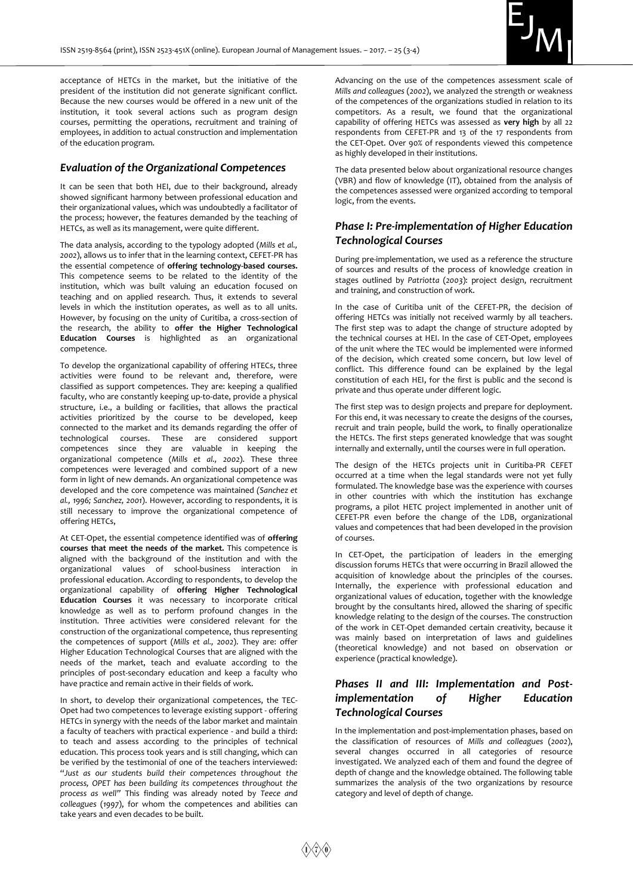acceptance of HETCs in the market, but the initiative of the president of the institution did not generate significant conflict. Because the new courses would be offered in a new unit of the institution, it took several actions such as program design courses, permitting the operations, recruitment and training of employees, in addition to actual construction and implementation of the education program.

## *Evaluation of the Organizational Competences*

It can be seen that both HEI, due to their background, already showed significant harmony between professional education and their organizational values, which was undoubtedly a facilitator of the process; however, the features demanded by the teaching of HETCs, as well as its management, were quite different.

The data analysis, according to the typology adopted (*Mills et al., 2002*), allows us to infer that in the learning context, CEFET-PR has the essential competence of **offering technology-based courses.** This competence seems to be related to the identity of the institution, which was built valuing an education focused on teaching and on applied research. Thus, it extends to several levels in which the institution operates, as well as to all units. However, by focusing on the unity of Curitiba, a cross-section of the research, the ability to **offer the Higher Technological Education Courses** is highlighted as an organizational competence.

To develop the organizational capability of offering HTECs, three activities were found to be relevant and, therefore, were classified as support competences. They are: keeping a qualified faculty, who are constantly keeping up-to-date, provide a physical structure, i.e., a building or facilities, that allows the practical activities prioritized by the course to be developed, keep connected to the market and its demands regarding the offer of technological courses. These are considered support competences since they are valuable in keeping the organizational competence (*Mills et al., 2002*). These three competences were leveraged and combined support of a new form in light of new demands. An organizational competence was developed and the core competence was maintained (*Sanchez et al., 1996; Sanchez, 2001*). However, according to respondents, it is still necessary to improve the organizational competence of offering HETCs,

At CET-Opet, the essential competence identified was of **offering courses that meet the needs of the market.** This competence is aligned with the background of the institution and with the organizational values of school-business interaction in professional education. According to respondents, to develop the organizational capability of **offering Higher Technological Education Courses** it was necessary to incorporate critical knowledge as well as to perform profound changes in the institution. Three activities were considered relevant for the construction of the organizational competence, thus representing the competences of support (*Mills et al., 2002*). They are: offer Higher Education Technological Courses that are aligned with the needs of the market, teach and evaluate according to the principles of post-secondary education and keep a faculty who have practice and remain active in their fields of work.

In short, to develop their organizational competences, the TEC-Opet had two competences to leverage existing support - offering HETCs in synergy with the needs of the labor market and maintain a faculty of teachers with practical experience - and build a third: to teach and assess according to the principles of technical education. This process took years and is still changing, which can be verified by the testimonial of one of the teachers interviewed: "*Just as our students build their competences throughout the process, OPET has been building its competences throughout the process as well*" This finding was already noted by *Teece and colleagues (1997)*, for whom the competences and abilities can take years and even decades to be built.

Advancing on the use of the competences assessment scale of *Mills and colleagues (2002)*, we analyzed the strength or weakness of the competences of the organizations studied in relation to its competitors. As a result, we found that the organizational capability of offering HETCs was assessed as **very high** by all 22 respondents from CEFET-PR and 13 of the 17 respondents from the CET-Opet. Over 90% of respondents viewed this competence as highly developed in their institutions.

The data presented below about organizational resource changes (VBR) and flow of knowledge (IT), obtained from the analysis of the competences assessed were organized according to temporal logic, from the events.

## *Phase I: Pre-implementation of Higher Education Technological Courses*

During pre-implementation, we used as a reference the structure of sources and results of the process of knowledge creation in stages outlined by *Patriotta (2003)*: project design, recruitment and training, and construction of work.

In the case of Curitiba unit of the CEFET-PR, the decision of offering HETCs was initially not received warmly by all teachers. The first step was to adapt the change of structure adopted by the technical courses at HEI. In the case of CET-Opet, employees of the unit where the TEC would be implemented were informed of the decision, which created some concern, but low level of conflict. This difference found can be explained by the legal constitution of each HEI, for the first is public and the second is private and thus operate under different logic.

The first step was to design projects and prepare for deployment. For this end, it was necessary to create the designs of the courses, recruit and train people, build the work, to finally operationalize the HETCs. The first steps generated knowledge that was sought internally and externally, until the courses were in full operation.

The design of the HETCs projects unit in Curitiba-PR CEFET occurred at a time when the legal standards were not yet fully formulated. The knowledge base was the experience with courses in other countries with which the institution has exchange programs, a pilot HETC project implemented in another unit of CEFET-PR even before the change of the LDB, organizational values and competences that had been developed in the provision of courses.

In CET-Opet, the participation of leaders in the emerging discussion forums HETCs that were occurring in Brazil allowed the acquisition of knowledge about the principles of the courses. Internally, the experience with professional education and organizational values of education, together with the knowledge brought by the consultants hired, allowed the sharing of specific knowledge relating to the design of the courses. The construction of the work in CET-Opet demanded certain creativity, because it was mainly based on interpretation of laws and guidelines (theoretical knowledge) and not based on observation or experience (practical knowledge).

## *Phases II and III: Implementation and Post-implementation of Higher Education Technological Courses*

In the implementation and post-implementation phases, based on the classification of resources of *Mills and colleagues (2002)*, several changes occurred in all categories of resource investigated. We analyzed each of them and found the degree of depth of change and the knowledge obtained. The following table summarizes the analysis of the two organizations by resource category and level of depth of change.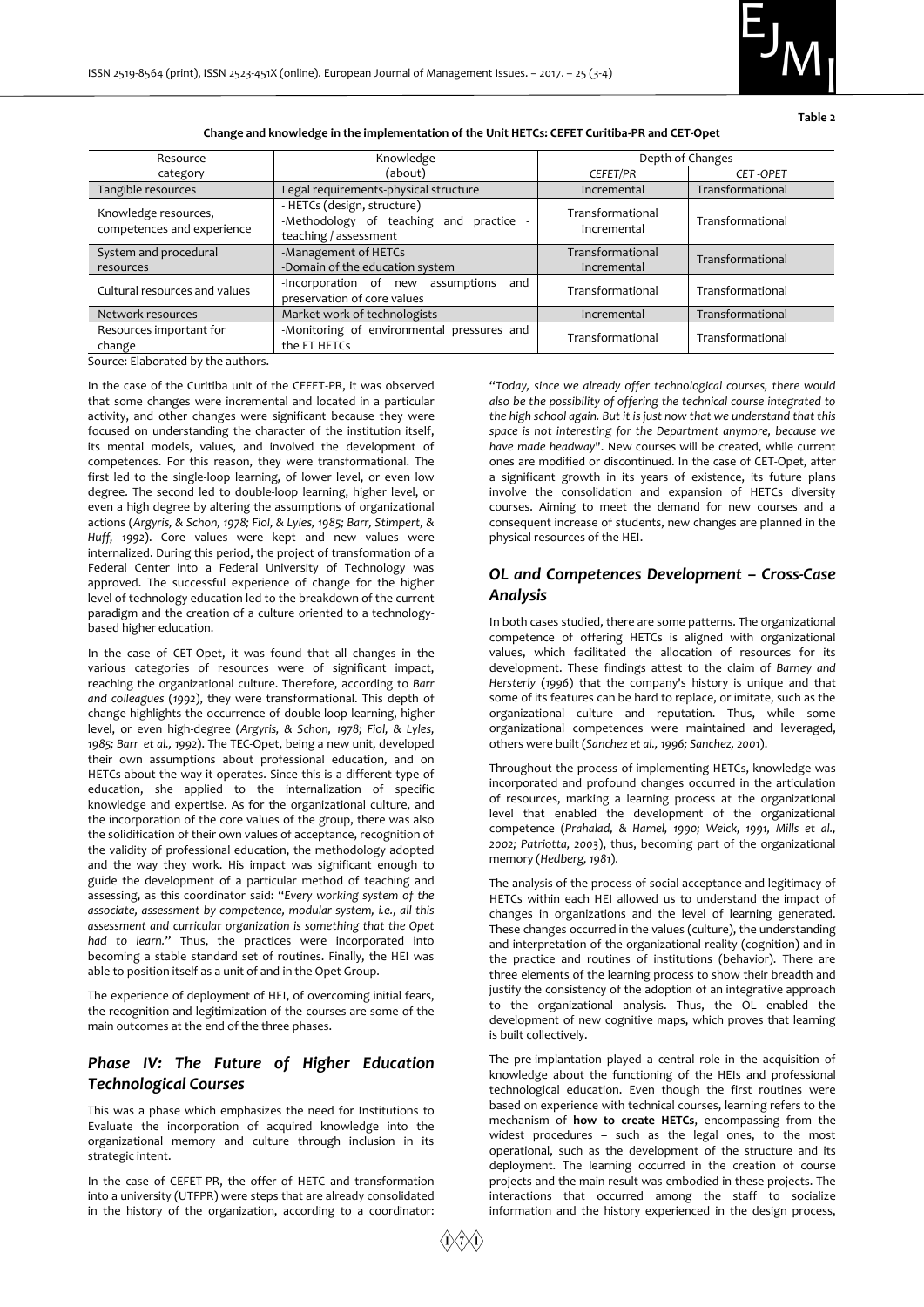Table 2

**Change and knowledge in the implementation of the Unit HETCs: CEFET Curitiba-PR and CET-Opet**

| Resource category | Knowledge (about) | Depth of Changes | |
|---|---|---|---|
| | | *CEFET/PR* | *CET -OPET* |
| Tangible resources | Legal requirements-physical structure | Incremental | Transformational |
| Knowledge resources, competences and experience | - HETCs (design, structure) -Methodology of teaching and practice - teaching / assessment | Transformational Incremental | Transformational |
| System and procedural resources | -Management of HETCs -Domain of the education system | Transformational Incremental | Transformational |
| Cultural resources and values | -Incorporation of new assumptions and preservation of core values | Transformational | Transformational |
| Network resources | Market-work of technologists | Incremental | Transformational |
| Resources important for change | -Monitoring of environmental pressures and the ET HETCs | Transformational | Transformational |

Source: Elaborated by the authors.

In the case of the Curitiba unit of the CEFET-PR, it was observed that some changes were incremental and located in a particular activity, and other changes were significant because they were focused on understanding the character of the institution itself, its mental models, values, and involved the development of competences. For this reason, they were transformational. The first led to the single-loop learning, of lower level, or even low degree. The second led to double-loop learning, higher level, or even a high degree by altering the assumptions of organizational actions (*Argyris, & Schon, 1978; Fiol, & Lyles, 1985; Barr, Stimpert, & Huff, 1992*). Core values were kept and new values were internalized. During this period, the project of transformation of a Federal Center into a Federal University of Technology was approved. The successful experience of change for the higher level of technology education led to the breakdown of the current paradigm and the creation of a culture oriented to a technology-based higher education.

In the case of CET-Opet, it was found that all changes in the various categories of resources were of significant impact, reaching the organizational culture. Therefore, according to *Barr and colleagues (1992)*, they were transformational. This depth of change highlights the occurrence of double-loop learning, higher level, or even high-degree (*Argyris, & Schon, 1978; Fiol, & Lyles, 1985; Barr et al., 1992*). The TEC-Opet, being a new unit, developed their own assumptions about professional education, and on HETCs about the way it operates. Since this is a different type of education, she applied to the internalization of specific knowledge and expertise. As for the organizational culture, and the incorporation of the core values of the group, there was also the solidification of their own values of acceptance, recognition of the validity of professional education, the methodology adopted and the way they work. His impact was significant enough to guide the development of a particular method of teaching and assessing, as this coordinator said: "*Every working system of the associate, assessment by competence, modular system, i.e., all this assessment and curricular organization is something that the Opet had to learn.*" Thus, the practices were incorporated into becoming a stable standard set of routines. Finally, the HEI was able to position itself as a unit of and in the Opet Group.

The experience of deployment of HEI, of overcoming initial fears, the recognition and legitimization of the courses are some of the main outcomes at the end of the three phases.

## *Phase IV: The Future of Higher Education Technological Courses*

This was a phase which emphasizes the need for Institutions to Evaluate the incorporation of acquired knowledge into the organizational memory and culture through inclusion in its strategic intent.

In the case of CEFET-PR, the offer of HETC and transformation into a university (UTFPR) were steps that are already consolidated in the history of the organization, according to a coordinator: "*Today, since we already offer technological courses, there would also be the possibility of offering the technical course integrated to the high school again. But it is just now that we understand that this space is not interesting for the Department anymore, because we have made headway*". New courses will be created, while current ones are modified or discontinued. In the case of CET-Opet, after a significant growth in its years of existence, its future plans involve the consolidation and expansion of HETCs diversity courses. Aiming to meet the demand for new courses and a consequent increase of students, new changes are planned in the physical resources of the HEI.

## *OL and Competences Development – Cross-Case Analysis*

In both cases studied, there are some patterns. The organizational competence of offering HETCs is aligned with organizational values, which facilitated the allocation of resources for its development. These findings attest to the claim of *Barney and Hersterly (1996)* that the company's history is unique and that some of its features can be hard to replace, or imitate, such as the organizational culture and reputation. Thus, while some organizational competences were maintained and leveraged, others were built (*Sanchez et al., 1996; Sanchez, 2001*).

Throughout the process of implementing HETCs, knowledge was incorporated and profound changes occurred in the articulation of resources, marking a learning process at the organizational level that enabled the development of the organizational competence (*Prahalad, & Hamel, 1990; Weick, 1991, Mills et al., 2002; Patriotta, 2003*), thus, becoming part of the organizational memory (*Hedberg, 1981*).

The analysis of the process of social acceptance and legitimacy of HETCs within each HEI allowed us to understand the impact of changes in organizations and the level of learning generated. These changes occurred in the values (culture), the understanding and interpretation of the organizational reality (cognition) and in the practice and routines of institutions (behavior). There are three elements of the learning process to show their breadth and justify the consistency of the adoption of an integrative approach to the organizational analysis. Thus, the OL enabled the development of new cognitive maps, which proves that learning is built collectively.

The pre-implantation played a central role in the acquisition of knowledge about the functioning of the HEIs and professional technological education. Even though the first routines were based on experience with technical courses, learning refers to the mechanism of **how to create HETCs**, encompassing from the widest procedures – such as the legal ones, to the most operational, such as the development of the structure and its deployment. The learning occurred in the creation of course projects and the main result was embodied in these projects. The interactions that occurred among the staff to socialize information and the history experienced in the design process,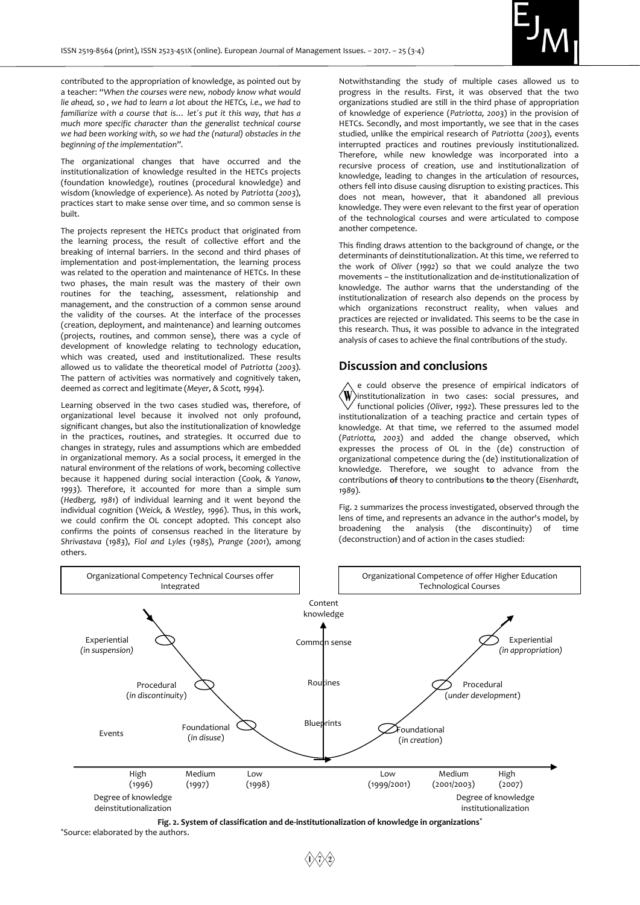contributed to the appropriation of knowledge, as pointed out by a teacher: "*When the courses were new, nobody know what would lie ahead, so , we had to learn a lot about the HETCs, i.e., we had to familiarize with a course that is… let´s put it this way, that has a much more specific character than the generalist technical course we had been working with, so we had the (natural) obstacles in the beginning of the implementation*".

The organizational changes that have occurred and the institutionalization of knowledge resulted in the HETCs projects (foundation knowledge), routines (procedural knowledge) and wisdom (knowledge of experience). As noted by *Patriotta (2003)*, practices start to make sense over time, and so common sense is built.

The projects represent the HETCs product that originated from the learning process, the result of collective effort and the breaking of internal barriers. In the second and third phases of implementation and post-implementation, the learning process was related to the operation and maintenance of HETCs. In these two phases, the main result was the mastery of their own routines for the teaching, assessment, relationship and management, and the construction of a common sense around the validity of the courses. At the interface of the processes (creation, deployment, and maintenance) and learning outcomes (projects, routines, and common sense), there was a cycle of development of knowledge relating to technology education, which was created, used and institutionalized. These results allowed us to validate the theoretical model of *Patriotta (2003)*. The pattern of activities was normatively and cognitively taken, deemed as correct and legitimate (*Meyer, & Scott, 1994*).

Learning observed in the two cases studied was, therefore, of organizational level because it involved not only profound, significant changes, but also the institutionalization of knowledge in the practices, routines, and strategies. It occurred due to changes in strategy, rules and assumptions which are embedded in organizational memory. As a social process, it emerged in the natural environment of the relations of work, becoming collective because it happened during social interaction (*Cook, & Yanow, 1993*). Therefore, it accounted for more than a simple sum (*Hedberg, 1981*) of individual learning and it went beyond the individual cognition (*Weick, & Westley, 1996*). Thus, in this work, we could confirm the OL concept adopted. This concept also confirms the points of consensus reached in the literature by *Shrivastava (1983)*, *Fiol and Lyles (1985)*, *Prange (2001)*, among others.

Notwithstanding the study of multiple cases allowed us to progress in the results. First, it was observed that the two organizations studied are still in the third phase of appropriation of knowledge of experience (*Patriotta, 2003*) in the provision of HETCs. Secondly, and most importantly, we see that in the cases studied, unlike the empirical research of *Patriotta (2003)*, events interrupted practices and routines previously institutionalized. Therefore, while new knowledge was incorporated into a recursive process of creation, use and institutionalization of knowledge, leading to changes in the articulation of resources, others fell into disuse causing disruption to existing practices. This does not mean, however, that it abandoned all previous knowledge. They were even relevant to the first year of operation of the technological courses and were articulated to compose another competence.

This finding draws attention to the background of change, or the determinants of deinstitutionalization. At this time, we referred to the work of *Oliver (1992)* so that we could analyze the two movements – the institutionalization and de-institutionalization of knowledge. The author warns that the understanding of the institutionalization of research also depends on the process by which organizations reconstruct reality, when values and practices are rejected or invalidated. This seems to be the case in this research. Thus, it was possible to advance in the integrated analysis of cases to achieve the final contributions of the study.

## Discussion and conclusions

We could observe the presence of empirical indicators of institutionalization in two cases: social pressures, and functional policies (*Oliver, 1992*). These pressures led to the institutionalization of a teaching practice and certain types of knowledge. At that time, we referred to the assumed model (*Patriotta, 2003*) and added the change observed, which expresses the process of OL in the (de) construction of organizational competence during the (de) institutionalization of knowledge. Therefore, we sought to advance from the contributions **of** theory to contributions **to** the theory (*Eisenhardt, 1989*).

Fig. 2 summarizes the process investigated, observed through the lens of time, and represents an advance in the author's model, by broadening the analysis (the discontinuity) of time (deconstruction) and of action in the cases studied:

Organizational Competency Technical Courses offer Integrated | Organizational Competence of offer Higher Education Technological Courses

Content knowledge: Common sense; Routines; Blueprints

Events — Experiential (*in suspension*); Procedural (*in discontinuity*); Foundational (*in disuse*) | Foundational (*in creation*); Procedural (*under development*); Experiential (*in appropriation*)

Degree of knowledge deinstitutionalization: High (1996), Medium (1997), Low (1998) | Degree of knowledge institutionalization: Low (1999/2001), Medium (2001/2003), High (2007)

**Fig. 2. System of classification and de-institutionalization of knowledge in organizations***

*Source: elaborated by the authors.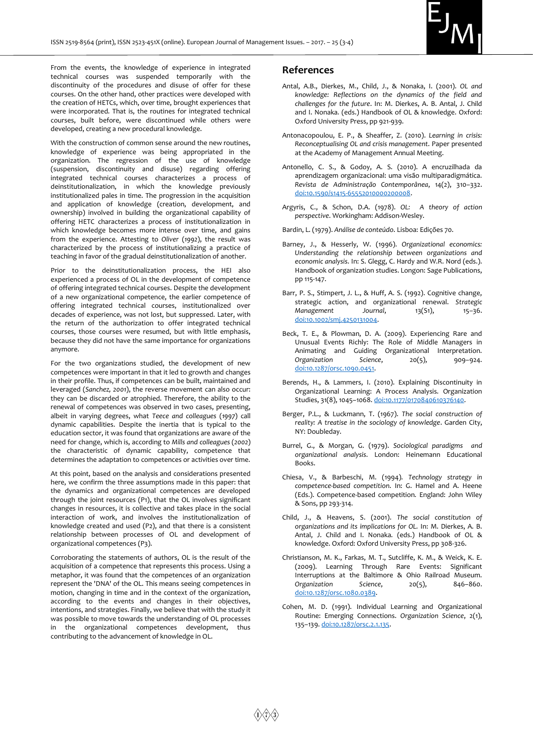From the events, the knowledge of experience in integrated technical courses was suspended temporarily with the discontinuity of the procedures and disuse of offer for these courses. On the other hand, other practices were developed with the creation of HETCs, which, over time, brought experiences that were incorporated. That is, the routines for integrated technical courses, built before, were discontinued while others were developed, creating a new procedural knowledge.

With the construction of common sense around the new routines, knowledge of experience was being appropriated in the organization. The regression of the use of knowledge (suspension, discontinuity and disuse) regarding offering integrated technical courses characterizes a process of deinstitutionalization, in which the knowledge previously institutionalized pales in time. The progression in the acquisition and application of knowledge (creation, development, and ownership) involved in building the organizational capability of offering HETC characterizes a process of institutionalization in which knowledge becomes more intense over time, and gains from the experience. Attesting to *Oliver* (*1992*), the result was characterized by the process of institutionalizing a practice of teaching in favor of the gradual deinstitutionalization of another.

Prior to the deinstitutionalization process, the HEI also experienced a process of OL in the development of competence of offering integrated technical courses. Despite the development of a new organizational competence, the earlier competence of offering integrated technical courses, institutionalized over decades of experience, was not lost, but suppressed. Later, with the return of the authorization to offer integrated technical courses, those courses were resumed, but with little emphasis, because they did not have the same importance for organizations anymore.

For the two organizations studied, the development of new competences were important in that it led to growth and changes in their profile. Thus, if competences can be built, maintained and leveraged (*Sanchez, 2001*), the reverse movement can also occur: they can be discarded or atrophied. Therefore, the ability to the renewal of competences was observed in two cases, presenting, albeit in varying degrees, what *Teece and colleagues* (*1997*) call dynamic capabilities. Despite the inertia that is typical to the education sector, it was found that organizations are aware of the need for change, which is, according to *Mills and colleagues* (*2002*) the characteristic of dynamic capability, competence that determines the adaptation to competences or activities over time.

At this point, based on the analysis and considerations presented here, we confirm the three assumptions made in this paper: that the dynamics and organizational competences are developed through the joint resources (P1), that the OL involves significant changes in resources, it is collective and takes place in the social interaction of work, and involves the institutionalization of knowledge created and used (P2), and that there is a consistent relationship between processes of OL and development of organizational competences (P3).

Corroborating the statements of authors, OL is the result of the acquisition of a competence that represents this process. Using a metaphor, it was found that the competences of an organization represent the 'DNA' of the OL. This means seeing competences in motion, changing in time and in the context of the organization, according to the events and changes in their objectives, intentions, and strategies. Finally, we believe that with the study it was possible to move towards the understanding of OL processes in the organizational competences development, thus contributing to the advancement of knowledge in OL.

## References

Antal, A.B., Dierkes, M., Child, J., & Nonaka, I. (2001). *OL and knowledge: Reflections on the dynamics of the field and challenges for the future*. In: M. Dierkes, A. B. Antal, J. Child and I. Nonaka. (eds.) Handbook of OL & knowledge. Oxford: Oxford University Press, pp 921-939.

Antonacopoulou, E. P., & Sheaffer, Z. (2010). *Learning in crisis: Reconceptualising OL and crisis management*. Paper presented at the Academy of Management Annual Meeting.

Antonello, C. S., & Godoy, A. S. (2010). A encruzilhada da aprendizagem organizacional: uma visão multiparadigmática. *Revista de Administração Contemporânea*, 14(2), 310–332. doi:10.1590/s1415-65552010000200008.

Argyris, C., & Schon, D.A. (1978). *OL: A theory of action perspective*. Workingham: Addison-Wesley.

Bardin, L. (1979). *Análise de conteúdo*. Lisboa: Edições 70.

Barney, J., & Hesserly, W. (1996). *Organizational economics: Understanding the relationship between organizations and economic analysis*. In: S. Clegg, C. Hardy and W.R. Nord (eds.). Handbook of organization studies. Longon: Sage Publications, pp 115-147.

Barr, P. S., Stimpert, J. L., & Huff, A. S. (1992). Cognitive change, strategic action, and organizational renewal. *Strategic Management Journal*, 13(S1), 15–36. doi:10.1002/smj.4250131004.

Beck, T. E., & Plowman, D. A. (2009). Experiencing Rare and Unusual Events Richly: The Role of Middle Managers in Animating and Guiding Organizational Interpretation. *Organization Science*, 20(5), 909–924. doi:10.1287/orsc.1090.0451.

Berends, H., & Lammers, I. (2010). Explaining Discontinuity in Organizational Learning: A Process Analysis. Organization Studies, 31(8), 1045–1068. doi:10.1177/0170840610376140.

Berger, P.L., & Luckmann, T. (1967). *The social construction of reality: A treatise in the sociology of knowledge*. Garden City, NY: Doubleday.

Burrel, G., & Morgan, G. (1979). *Sociological paradigms and organizational analysis*. London: Heinemann Educational Books.

Chiesa, V., & Barbeschi, M. (1994). *Technology strategy in competence-based competition*. In: G. Hamel and A. Heene (Eds.). Competence-based competition. England: John Wiley & Sons, pp 293-314.

Child, J., & Heavens, S. (2001). *The social constitution of organizations and its implications for OL*. In: M. Dierkes, A. B. Antal, J. Child and I. Nonaka. (eds.) Handbook of OL & knowledge. Oxford: Oxford University Press, pp 308-326.

Christianson, M. K., Farkas, M. T., Sutcliffe, K. M., & Weick, K. E. (2009). Learning Through Rare Events: Significant Interruptions at the Baltimore & Ohio Railroad Museum. *Organization Science*, 20(5), 846–860. doi:10.1287/orsc.1080.0389.

Cohen, M. D. (1991). Individual Learning and Organizational Routine: Emerging Connections. *Organization Science*, 2(1), 135–139. doi:10.1287/orsc.2.1.135.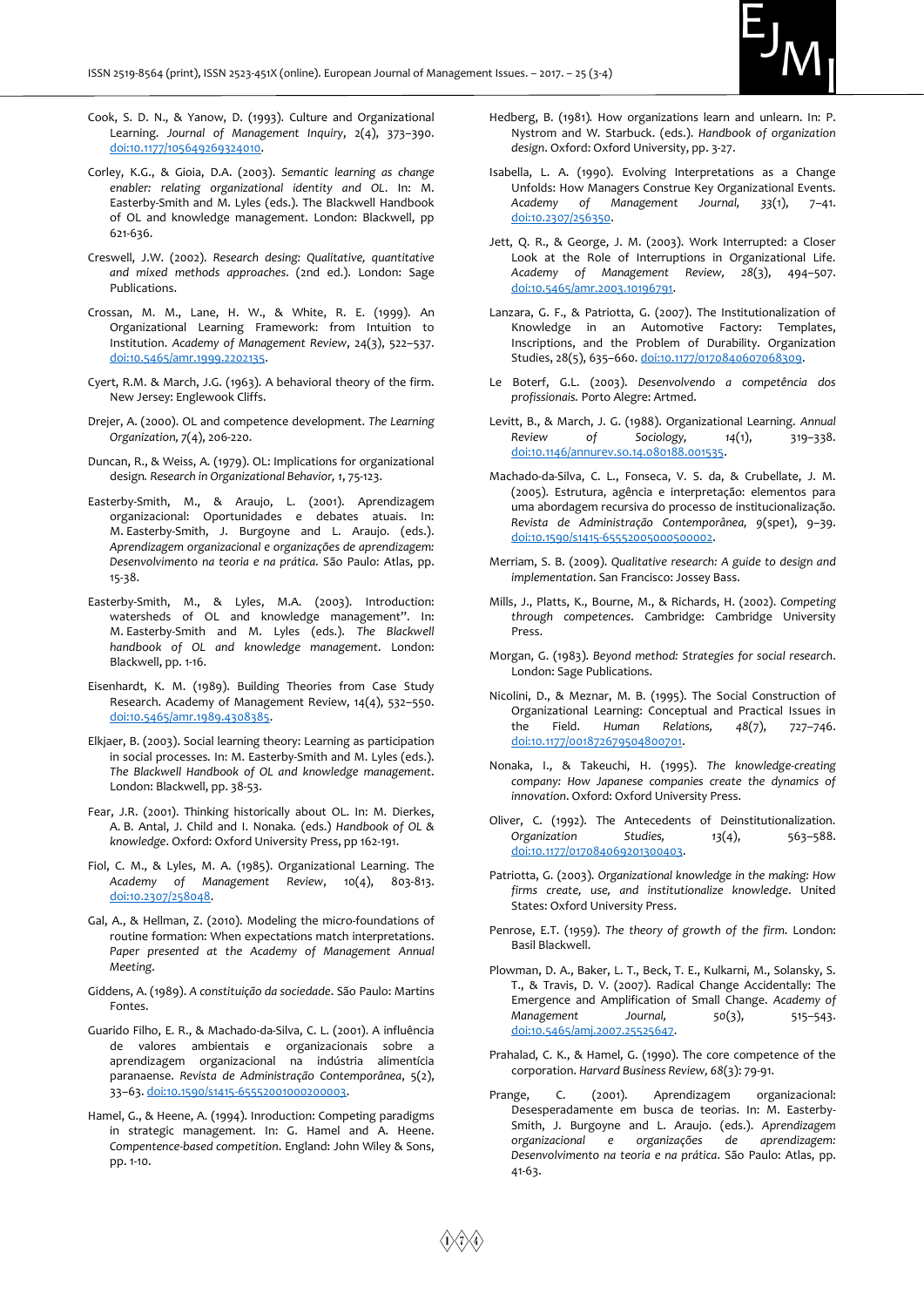Cook, S. D. N., & Yanow, D. (1993). Culture and Organizational Learning. *Journal of Management Inquiry*, 2(4), 373–390. doi:10.1177/105649269324010.

Corley, K.G., & Gioia, D.A. (2003). *Semantic learning as change enabler: relating organizational identity and OL*. In: M. Easterby-Smith and M. Lyles (eds.). The Blackwell Handbook of OL and knowledge management. London: Blackwell, pp 621-636.

Creswell, J.W. (2002). *Research desing: Qualitative, quantitative and mixed methods approaches*. (2nd ed.). London: Sage Publications.

Crossan, M. M., Lane, H. W., & White, R. E. (1999). An Organizational Learning Framework: from Intuition to Institution. *Academy of Management Review*, 24(3), 522–537. doi:10.5465/amr.1999.2202135.

Cyert, R.M. & March, J.G. (1963). A behavioral theory of the firm. New Jersey: Englewook Cliffs.

Drejer, A. (2000). OL and competence development. *The Learning Organization*, *7*(4), 206-220.

Duncan, R., & Weiss, A. (1979). OL: Implications for organizational design. *Research in Organizational Behavior*, *1*, 75-123.

Easterby-Smith, M., & Araujo, L. (2001). Aprendizagem organizacional: Oportunidades e debates atuais. In: M. Easterby-Smith, J. Burgoyne and L. Araujo. (eds.). *Aprendizagem organizacional e organizações de aprendizagem: Desenvolvimento na teoria e na prática*. São Paulo: Atlas, pp. 15-38.

Easterby-Smith, M., & Lyles, M.A. (2003). Introduction: watersheds of OL and knowledge management". In: M. Easterby-Smith and M. Lyles (eds.). *The Blackwell handbook of OL and knowledge management*. London: Blackwell, pp. 1-16.

Eisenhardt, K. M. (1989). Building Theories from Case Study Research. Academy of Management Review, 14(4), 532–550. doi:10.5465/amr.1989.4308385.

Elkjaer, B. (2003). Social learning theory: Learning as participation in social processes. In: M. Easterby-Smith and M. Lyles (eds.). *The Blackwell Handbook of OL and knowledge management*. London: Blackwell, pp. 38-53.

Fear, J.R. (2001). Thinking historically about OL. In: M. Dierkes, A. B. Antal, J. Child and I. Nonaka. (eds.) *Handbook of OL & knowledge*. Oxford: Oxford University Press, pp 162-191.

Fiol, C. M., & Lyles, M. A. (1985). Organizational Learning. The *Academy of Management Review*, 10(4), 803-813. doi:10.2307/258048.

Gal, A., & Hellman, Z. (2010). Modeling the micro-foundations of routine formation: When expectations match interpretations. *Paper presented at the Academy of Management Annual Meeting*.

Giddens, A. (1989). *A constituição da sociedade*. São Paulo: Martins Fontes.

Guarido Filho, E. R., & Machado-da-Silva, C. L. (2001). A influência de valores ambientais e organizacionais sobre a aprendizagem organizacional na indústria alimentícia paranaense. *Revista de Administração Contemporânea*, 5(2), 33–63. doi:10.1590/s1415-65552001000200003.

Hamel, G., & Heene, A. (1994). Inroduction: Competing paradigms in strategic management. In: G. Hamel and A. Heene. *Compentence-based competition*. England: John Wiley & Sons, pp. 1-10.

Hedberg, B. (1981). How organizations learn and unlearn. In: P. Nystrom and W. Starbuck. (eds.). *Handbook of organization design*. Oxford: Oxford University, pp. 3-27.

Isabella, L. A. (1990). Evolving Interpretations as a Change Unfolds: How Managers Construe Key Organizational Events. *Academy of Management Journal*, *33*(1), 7–41. doi:10.2307/256350.

Jett, Q. R., & George, J. M. (2003). Work Interrupted: a Closer Look at the Role of Interruptions in Organizational Life. *Academy of Management Review*, *28*(3), 494–507. doi:10.5465/amr.2003.10196791.

Lanzara, G. F., & Patriotta, G. (2007). The Institutionalization of Knowledge in an Automotive Factory: Templates, Inscriptions, and the Problem of Durability. Organization Studies, 28(5), 635–660. doi:10.1177/0170840607068309.

Le Boterf, G.L. (2003). *Desenvolvendo a competência dos profissionais*. Porto Alegre: Artmed.

Levitt, B., & March, J. G. (1988). Organizational Learning. *Annual Review of Sociology*, 14(1), 319–338. doi:10.1146/annurev.so.14.080188.001535.

Machado-da-Silva, C. L., Fonseca, V. S. da, & Crubellate, J. M. (2005). Estrutura, agência e interpretação: elementos para uma abordagem recursiva do processo de institucionalização. *Revista de Administração Contemporânea*, 9(spe1), 9–39. doi:10.1590/s1415-65552005000500002.

Merriam, S. B. (2009). *Qualitative research: A guide to design and implementation*. San Francisco: Jossey Bass.

Mills, J., Platts, K., Bourne, M., & Richards, H. (2002). *Competing through competences*. Cambridge: Cambridge University Press.

Morgan, G. (1983). *Beyond method: Strategies for social research*. London: Sage Publications.

Nicolini, D., & Meznar, M. B. (1995). The Social Construction of Organizational Learning: Conceptual and Practical Issues in the Field. *Human Relations*, *48*(7), 727–746. doi:10.1177/001872679504800701.

Nonaka, I., & Takeuchi, H. (1995). *The knowledge-creating company: How Japanese companies create the dynamics of innovation*. Oxford: Oxford University Press.

Oliver, C. (1992). The Antecedents of Deinstitutionalization. *Organization Studies*, 13(4), 563–588. doi:10.1177/017084069201300403.

Patriotta, G. (2003). *Organizational knowledge in the making: How firms create, use, and institutionalize knowledge*. United States: Oxford University Press.

Penrose, E.T. (1959). *The theory of growth of the firm*. London: Basil Blackwell.

Plowman, D. A., Baker, L. T., Beck, T. E., Kulkarni, M., Solansky, S. T., & Travis, D. V. (2007). Radical Change Accidentally: The Emergence and Amplification of Small Change. *Academy of Management Journal*, 50(3), 515–543. doi:10.5465/amj.2007.25525647.

Prahalad, C. K., & Hamel, G. (1990). The core competence of the corporation. *Harvard Business Review*, 68(3): 79-91.

Prange, C. (2001). Aprendizagem organizacional: Desesperadamente em busca de teorias. In: M. Easterby-Smith, J. Burgoyne and L. Araujo. (eds.). *Aprendizagem organizacional e organizações de aprendizagem: Desenvolvimento na teoria e na prática*. São Paulo: Atlas, pp. 41-63.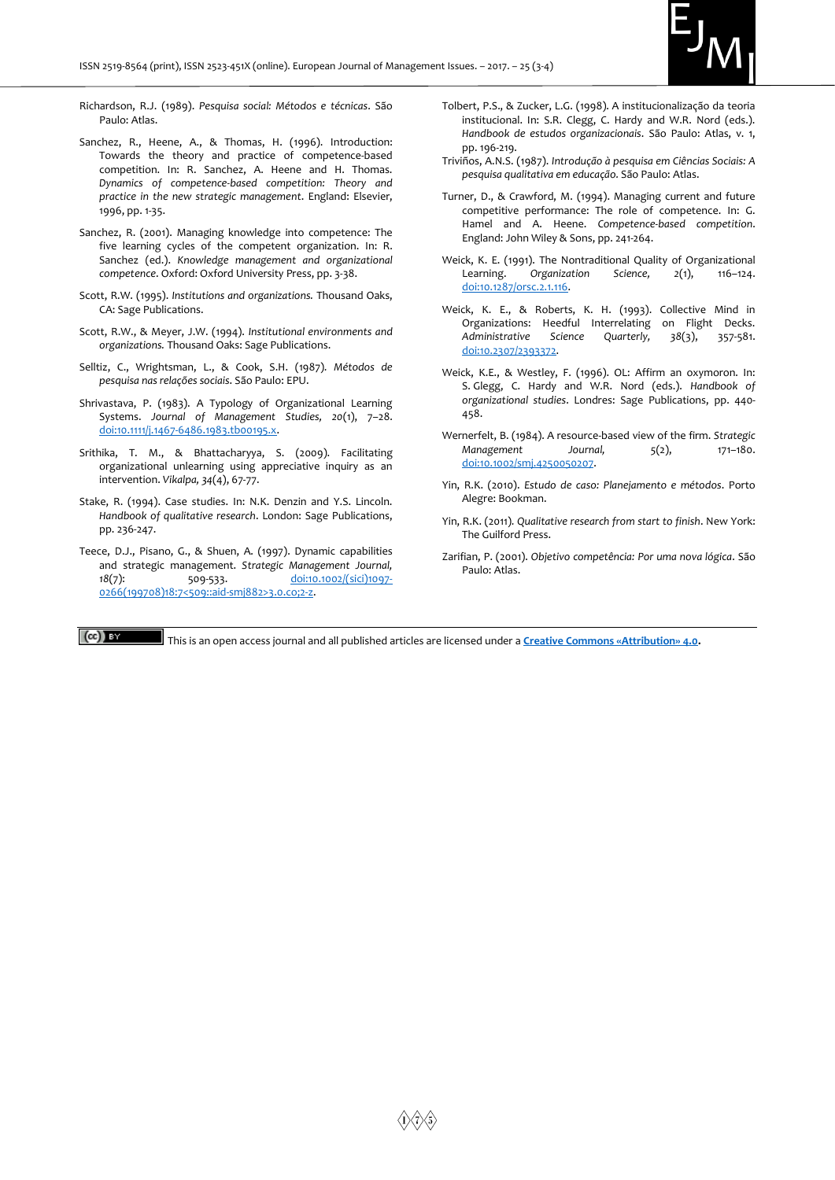Richardson, R.J. (1989). *Pesquisa social: Métodos e técnicas*. São Paulo: Atlas.

Sanchez, R., Heene, A., & Thomas, H. (1996). Introduction: Towards the theory and practice of competence-based competition. In: R. Sanchez, A. Heene and H. Thomas. *Dynamics of competence-based competition: Theory and practice in the new strategic management*. England: Elsevier, 1996, pp. 1-35.

Sanchez, R. (2001). Managing knowledge into competence: The five learning cycles of the competent organization. In: R. Sanchez (ed.). *Knowledge management and organizational competence*. Oxford: Oxford University Press, pp. 3-38.

Scott, R.W. (1995). *Institutions and organizations.* Thousand Oaks, CA: Sage Publications.

Scott, R.W., & Meyer, J.W. (1994). *Institutional environments and organizations.* Thousand Oaks: Sage Publications.

Selltiz, C., Wrightsman, L., & Cook, S.H. (1987). *Métodos de pesquisa nas relações sociais*. São Paulo: EPU.

Shrivastava, P. (1983). A Typology of Organizational Learning Systems. *Journal of Management Studies*, *20*(1), 7–28. doi:10.1111/j.1467-6486.1983.tb00195.x.

Srithika, T. M., & Bhattacharyya, S. (2009). Facilitating organizational unlearning using appreciative inquiry as an intervention. *Vikalpa, 34*(4), 67-77.

Stake, R. (1994). Case studies. In: N.K. Denzin and Y.S. Lincoln. *Handbook of qualitative research*. London: Sage Publications, pp. 236-247.

Teece, D.J., Pisano, G., & Shuen, A. (1997). Dynamic capabilities and strategic management. *Strategic Management Journal*, *18*(7): 509-533. doi:10.1002/(sici)1097-0266(199708)18:7<509::aid-smj882>3.0.co;2-z.

Tolbert, P.S., & Zucker, L.G. (1998). A institucionalização da teoria institucional. In: S.R. Clegg, C. Hardy and W.R. Nord (eds.). *Handbook de estudos organizacionais*. São Paulo: Atlas, v. 1, pp. 196-219.

Triviños, A.N.S. (1987). *Introdução à pesquisa em Ciências Sociais: A pesquisa qualitativa em educação*. São Paulo: Atlas.

Turner, D., & Crawford, M. (1994). Managing current and future competitive performance: The role of competence. In: G. Hamel and A. Heene. *Competence-based competition*. England: John Wiley & Sons, pp. 241-264.

Weick, K. E. (1991). The Nontraditional Quality of Organizational Learning. *Organization Science,* 2(1), 116–124. doi:10.1287/orsc.2.1.116.

Weick, K. E., & Roberts, K. H. (1993). Collective Mind in Organizations: Heedful Interrelating on Flight Decks. *Administrative Science Quarterly, 38*(3), 357-581. doi:10.2307/2393372.

Weick, K.E., & Westley, F. (1996). OL: Affirm an oxymoron. In: S. Glegg, C. Hardy and W.R. Nord (eds.). *Handbook of organizational studies*. Londres: Sage Publications, pp. 440-458.

Wernerfelt, B. (1984). A resource-based view of the firm. *Strategic Management Journal,* 5(2), 171–180. doi:10.1002/smj.4250050207.

Yin, R.K. (2010). *Estudo de caso: Planejamento e métodos*. Porto Alegre: Bookman.

Yin, R.K. (2011). *Qualitative research from start to finish*. New York: The Guilford Press.

Zarifian, P. (2001). *Objetivo competência: Por uma nova lógica*. São Paulo: Atlas.

This is an open access journal and all published articles are licensed under a **Creative Commons «Attribution» 4.0**.